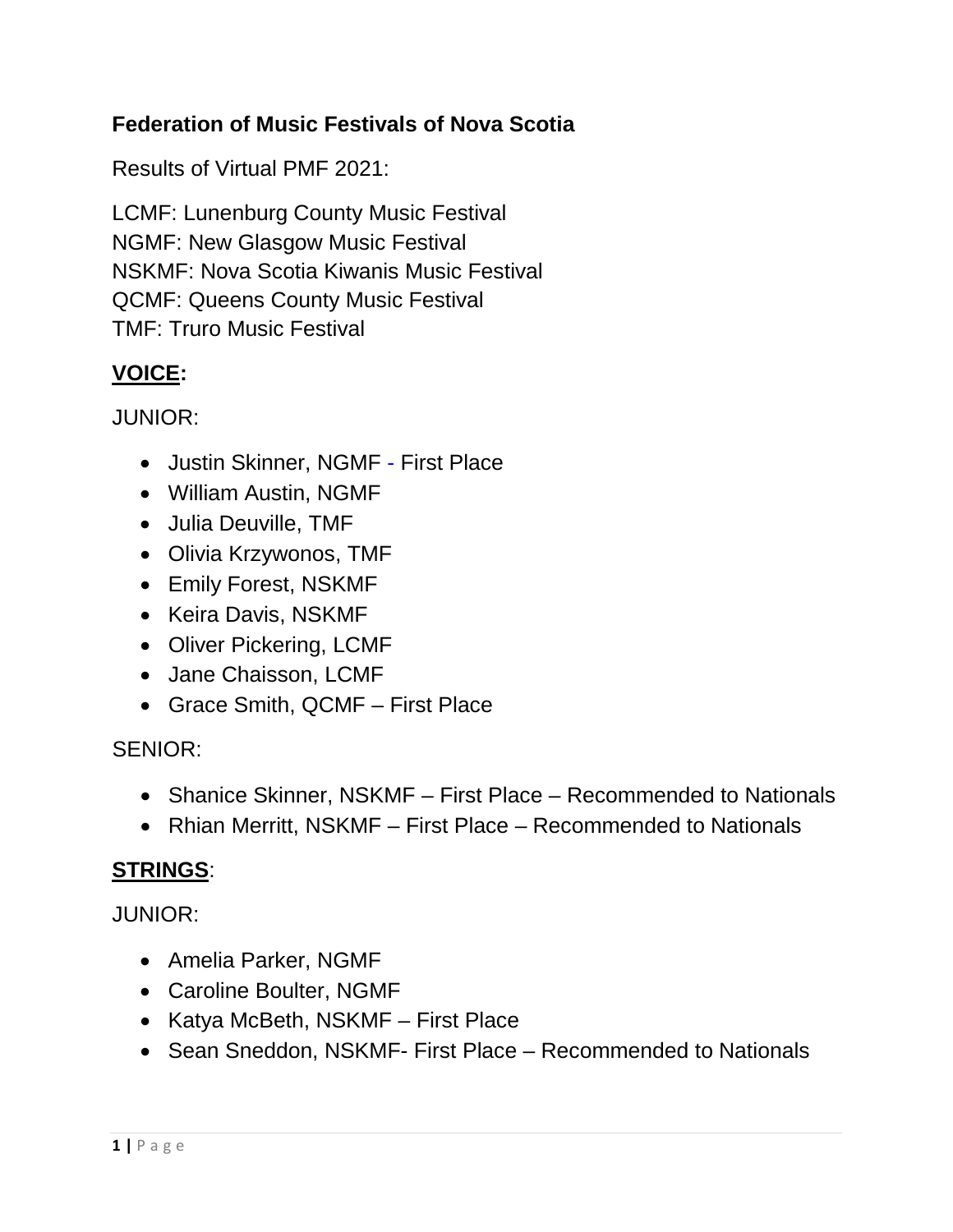**Federation of Music Festivals of Nova Scotia**

Results of Virtual PMF 2021:

LCMF: Lunenburg County Music Festival
NGMF: New Glasgow Music Festival
NSKMF: Nova Scotia Kiwanis Music Festival
QCMF: Queens County Music Festival
TMF: Truro Music Festival

## **VOICE:**

JUNIOR:

- Justin Skinner, NGMF - First Place
- William Austin, NGMF
- Julia Deuville, TMF
- Olivia Krzywonos, TMF
- Emily Forest, NSKMF
- Keira Davis, NSKMF
- Oliver Pickering, LCMF
- Jane Chaisson, LCMF
- Grace Smith, QCMF – First Place

SENIOR:

- Shanice Skinner, NSKMF – First Place – Recommended to Nationals
- Rhian Merritt, NSKMF – First Place – Recommended to Nationals

## **STRINGS:**

JUNIOR:

- Amelia Parker, NGMF
- Caroline Boulter, NGMF
- Katya McBeth, NSKMF – First Place
- Sean Sneddon, NSKMF- First Place – Recommended to Nationals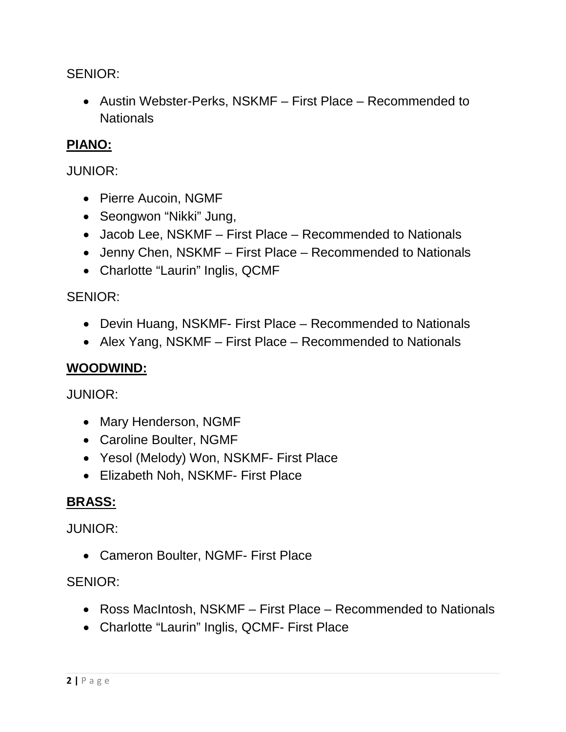SENIOR:

- Austin Webster-Perks, NSKMF – First Place – Recommended to Nationals

## PIANO:

JUNIOR:

- Pierre Aucoin, NGMF
- Seongwon "Nikki" Jung,
- Jacob Lee, NSKMF – First Place – Recommended to Nationals
- Jenny Chen, NSKMF – First Place – Recommended to Nationals
- Charlotte "Laurin" Inglis, QCMF

SENIOR:

- Devin Huang, NSKMF- First Place – Recommended to Nationals
- Alex Yang, NSKMF – First Place – Recommended to Nationals

## WOODWIND:

JUNIOR:

- Mary Henderson, NGMF
- Caroline Boulter, NGMF
- Yesol (Melody) Won, NSKMF- First Place
- Elizabeth Noh, NSKMF- First Place

## BRASS:

JUNIOR:

- Cameron Boulter, NGMF- First Place

SENIOR:

- Ross MacIntosh, NSKMF – First Place – Recommended to Nationals
- Charlotte "Laurin" Inglis, QCMF- First Place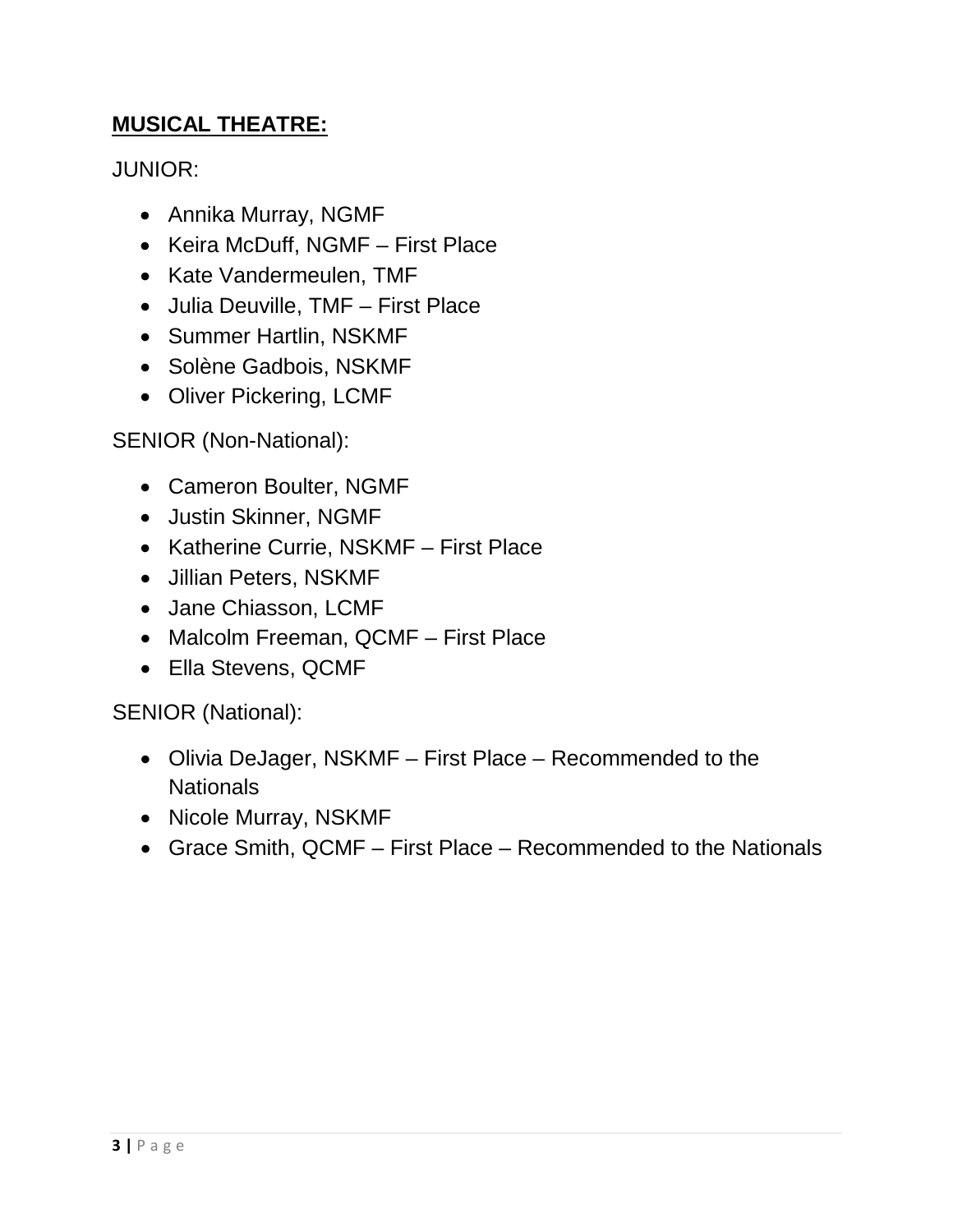**MUSICAL THEATRE:**

JUNIOR:

- Annika Murray, NGMF
- Keira McDuff, NGMF – First Place
- Kate Vandermeulen, TMF
- Julia Deuville, TMF – First Place
- Summer Hartlin, NSKMF
- Solène Gadbois, NSKMF
- Oliver Pickering, LCMF

SENIOR (Non-National):

- Cameron Boulter, NGMF
- Justin Skinner, NGMF
- Katherine Currie, NSKMF – First Place
- Jillian Peters, NSKMF
- Jane Chiasson, LCMF
- Malcolm Freeman, QCMF – First Place
- Ella Stevens, QCMF

SENIOR (National):

- Olivia DeJager, NSKMF – First Place – Recommended to the Nationals
- Nicole Murray, NSKMF
- Grace Smith, QCMF – First Place – Recommended to the Nationals